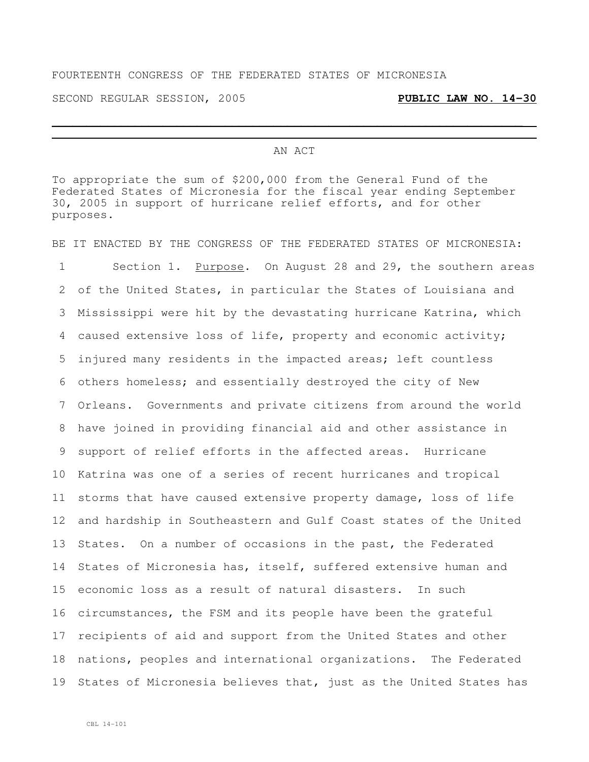FOURTEENTH CONGRESS OF THE FEDERATED STATES OF MICRONESIA

SECOND REGULAR SESSION, 2005 **PUBLIC LAW NO. 14-30**

---

AN ACT

To appropriate the sum of $200,000 from the General Fund of the Federated States of Micronesia for the fiscal year ending September 30, 2005 in support of hurricane relief efforts, and for other purposes.

BE IT ENACTED BY THE CONGRESS OF THE FEDERATED STATES OF MICRONESIA:

1 Section 1. Purpose. On August 28 and 29, the southern areas
2 of the United States, in particular the States of Louisiana and
3 Mississippi were hit by the devastating hurricane Katrina, which
4 caused extensive loss of life, property and economic activity;
5 injured many residents in the impacted areas; left countless
6 others homeless; and essentially destroyed the city of New
7 Orleans. Governments and private citizens from around the world
8 have joined in providing financial aid and other assistance in
9 support of relief efforts in the affected areas. Hurricane
10 Katrina was one of a series of recent hurricanes and tropical
11 storms that have caused extensive property damage, loss of life
12 and hardship in Southeastern and Gulf Coast states of the United
13 States. On a number of occasions in the past, the Federated
14 States of Micronesia has, itself, suffered extensive human and
15 economic loss as a result of natural disasters. In such
16 circumstances, the FSM and its people have been the grateful
17 recipients of aid and support from the United States and other
18 nations, peoples and international organizations. The Federated
19 States of Micronesia believes that, just as the United States has

CBL 14-101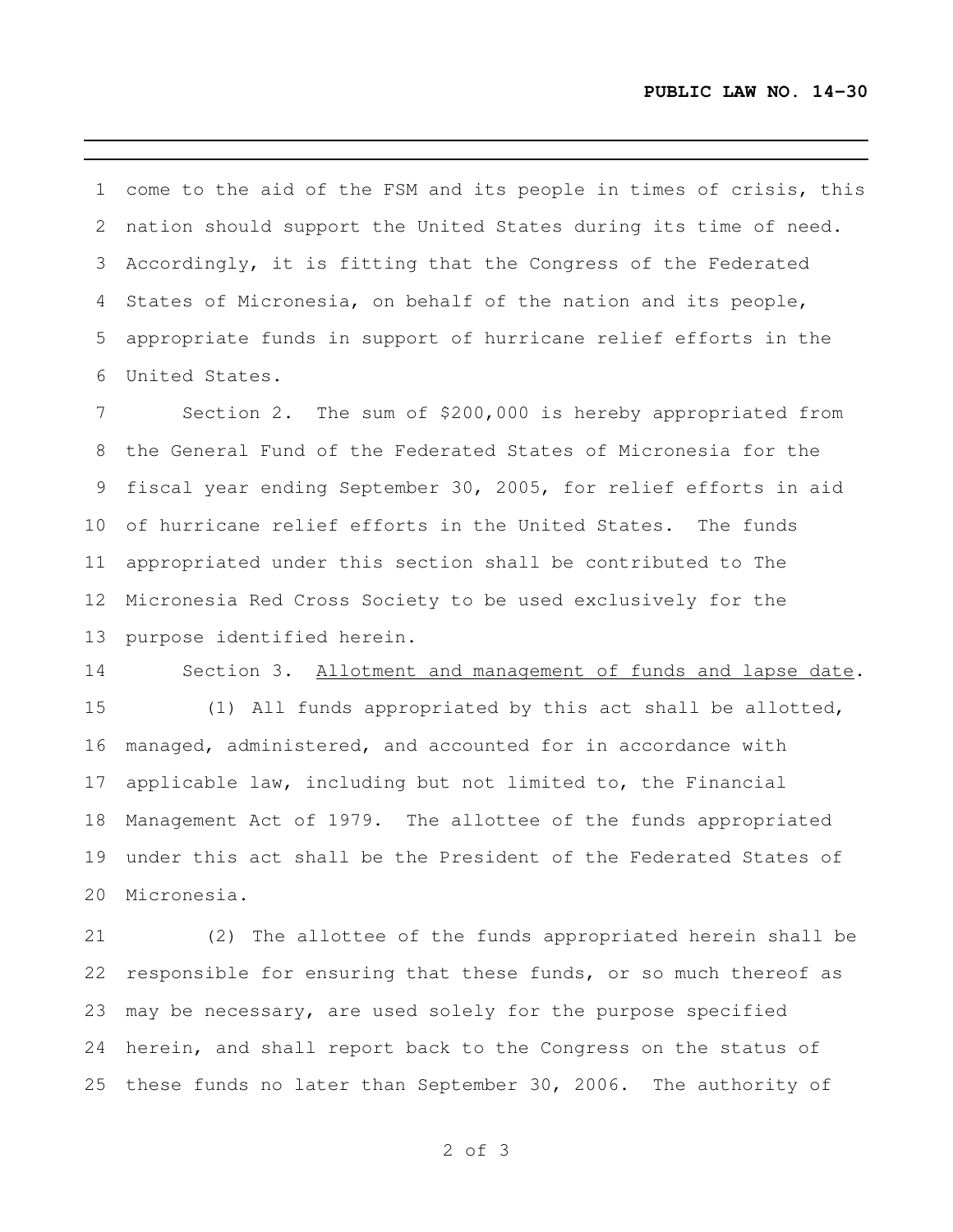come to the aid of the FSM and its people in times of crisis, this nation should support the United States during its time of need. Accordingly, it is fitting that the Congress of the Federated States of Micronesia, on behalf of the nation and its people, appropriate funds in support of hurricane relief efforts in the United States.

Section 2. The sum of $200,000 is hereby appropriated from the General Fund of the Federated States of Micronesia for the fiscal year ending September 30, 2005, for relief efforts in aid of hurricane relief efforts in the United States. The funds appropriated under this section shall be contributed to The Micronesia Red Cross Society to be used exclusively for the purpose identified herein.

Section 3. Allotment and management of funds and lapse date.

(1) All funds appropriated by this act shall be allotted, managed, administered, and accounted for in accordance with applicable law, including but not limited to, the Financial Management Act of 1979. The allottee of the funds appropriated under this act shall be the President of the Federated States of Micronesia.

(2) The allottee of the funds appropriated herein shall be responsible for ensuring that these funds, or so much thereof as may be necessary, are used solely for the purpose specified herein, and shall report back to the Congress on the status of these funds no later than September 30, 2006. The authority of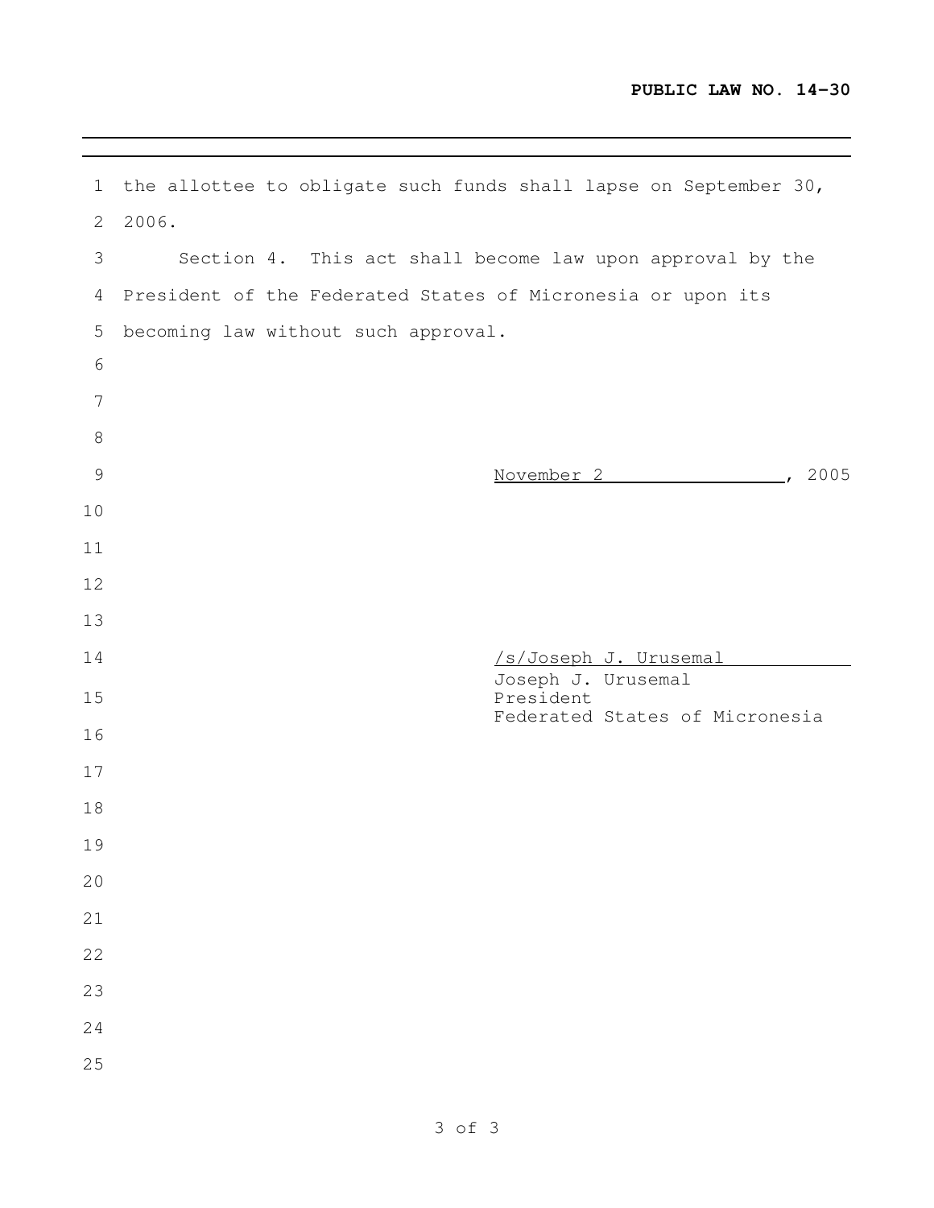the allottee to obligate such funds shall lapse on September 30, 2006.

Section 4. This act shall become law upon approval by the President of the Federated States of Micronesia or upon its becoming law without such approval.

November 2, 2005

/s/Joseph J. Urusemal

Joseph J. Urusemal
President
Federated States of Micronesia